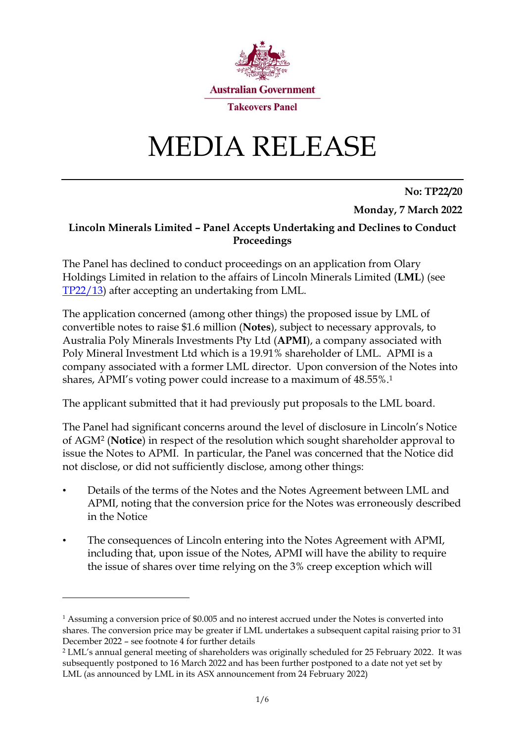Australian Government

Takeovers Panel

# MEDIA RELEASE

**No: TP22/20**

**Monday, 7 March 2022**

**Lincoln Minerals Limited – Panel Accepts Undertaking and Declines to Conduct Proceedings**

The Panel has declined to conduct proceedings on an application from Olary Holdings Limited in relation to the affairs of Lincoln Minerals Limited (**LML**) (see TP22/13) after accepting an undertaking from LML.

The application concerned (among other things) the proposed issue by LML of convertible notes to raise $1.6 million (**Notes**), subject to necessary approvals, to Australia Poly Minerals Investments Pty Ltd (**APMI**), a company associated with Poly Mineral Investment Ltd which is a 19.91% shareholder of LML. APMI is a company associated with a former LML director. Upon conversion of the Notes into shares, APMI's voting power could increase to a maximum of 48.55%.[1]

The applicant submitted that it had previously put proposals to the LML board.

The Panel had significant concerns around the level of disclosure in Lincoln's Notice of AGM[2] (**Notice**) in respect of the resolution which sought shareholder approval to issue the Notes to APMI. In particular, the Panel was concerned that the Notice did not disclose, or did not sufficiently disclose, among other things:

- Details of the terms of the Notes and the Notes Agreement between LML and APMI, noting that the conversion price for the Notes was erroneously described in the Notice
- The consequences of Lincoln entering into the Notes Agreement with APMI, including that, upon issue of the Notes, APMI will have the ability to require the issue of shares over time relying on the 3% creep exception which will

[1] Assuming a conversion price of $0.005 and no interest accrued under the Notes is converted into shares. The conversion price may be greater if LML undertakes a subsequent capital raising prior to 31 December 2022 – see footnote 4 for further details

[2] LML's annual general meeting of shareholders was originally scheduled for 25 February 2022. It was subsequently postponed to 16 March 2022 and has been further postponed to a date not yet set by LML (as announced by LML in its ASX announcement from 24 February 2022)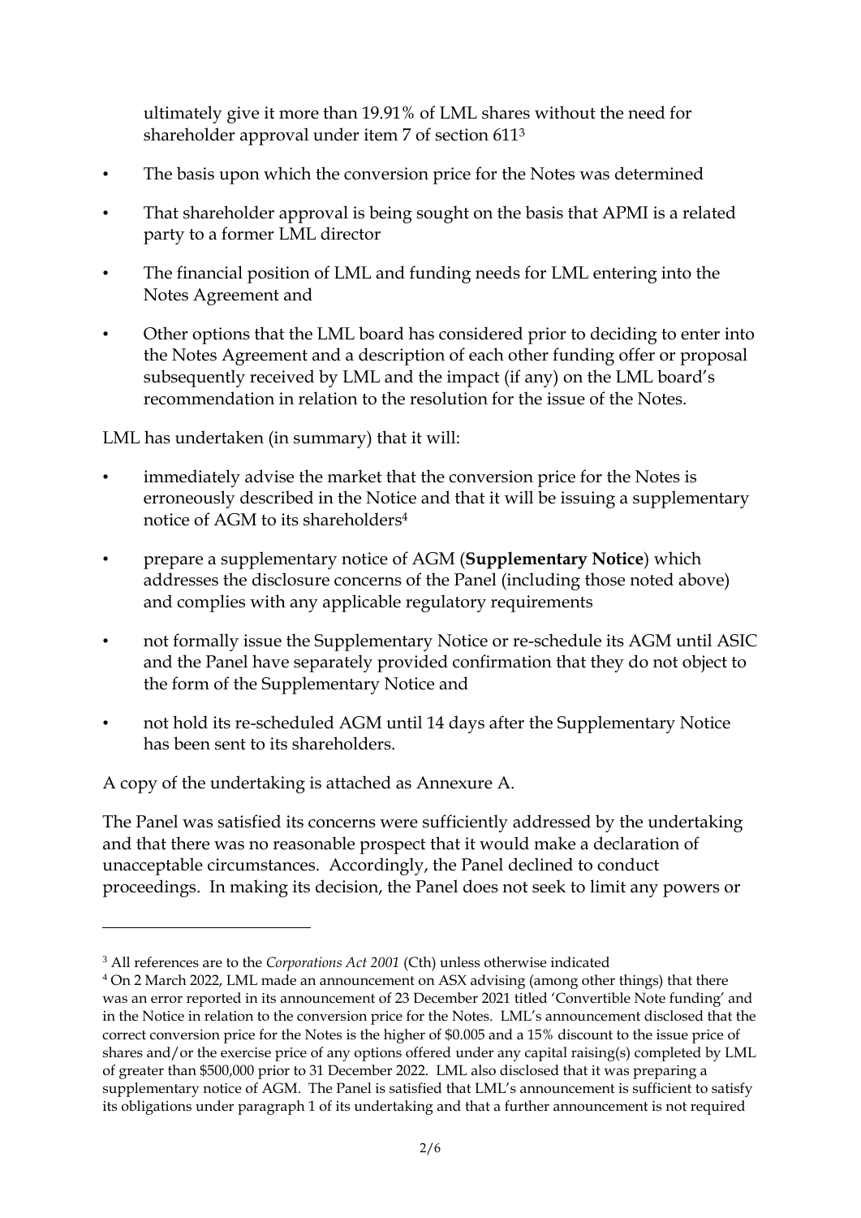ultimately give it more than 19.91% of LML shares without the need for shareholder approval under item 7 of section 611[3]

- The basis upon which the conversion price for the Notes was determined
- That shareholder approval is being sought on the basis that APMI is a related party to a former LML director
- The financial position of LML and funding needs for LML entering into the Notes Agreement and
- Other options that the LML board has considered prior to deciding to enter into the Notes Agreement and a description of each other funding offer or proposal subsequently received by LML and the impact (if any) on the LML board's recommendation in relation to the resolution for the issue of the Notes.

LML has undertaken (in summary) that it will:

- immediately advise the market that the conversion price for the Notes is erroneously described in the Notice and that it will be issuing a supplementary notice of AGM to its shareholders[4]
- prepare a supplementary notice of AGM (**Supplementary Notice**) which addresses the disclosure concerns of the Panel (including those noted above) and complies with any applicable regulatory requirements
- not formally issue the Supplementary Notice or re-schedule its AGM until ASIC and the Panel have separately provided confirmation that they do not object to the form of the Supplementary Notice and
- not hold its re-scheduled AGM until 14 days after the Supplementary Notice has been sent to its shareholders.

A copy of the undertaking is attached as Annexure A.

The Panel was satisfied its concerns were sufficiently addressed by the undertaking and that there was no reasonable prospect that it would make a declaration of unacceptable circumstances. Accordingly, the Panel declined to conduct proceedings. In making its decision, the Panel does not seek to limit any powers or

---

[3] All references are to the *Corporations Act 2001* (Cth) unless otherwise indicated

[4] On 2 March 2022, LML made an announcement on ASX advising (among other things) that there was an error reported in its announcement of 23 December 2021 titled 'Convertible Note funding' and in the Notice in relation to the conversion price for the Notes. LML's announcement disclosed that the correct conversion price for the Notes is the higher of $0.005 and a 15% discount to the issue price of shares and/or the exercise price of any options offered under any capital raising(s) completed by LML of greater than $500,000 prior to 31 December 2022. LML also disclosed that it was preparing a supplementary notice of AGM. The Panel is satisfied that LML's announcement is sufficient to satisfy its obligations under paragraph 1 of its undertaking and that a further announcement is not required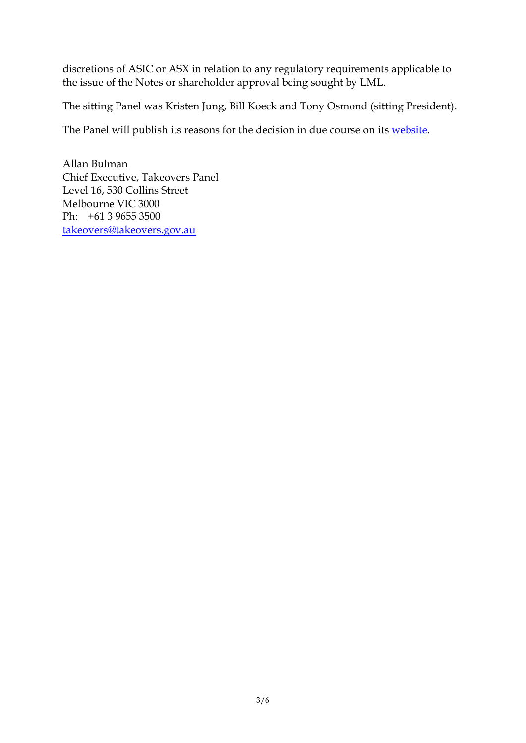discretions of ASIC or ASX in relation to any regulatory requirements applicable to the issue of the Notes or shareholder approval being sought by LML.

The sitting Panel was Kristen Jung, Bill Koeck and Tony Osmond (sitting President).

The Panel will publish its reasons for the decision in due course on its [website](website).

Allan Bulman  
Chief Executive, Takeovers Panel  
Level 16, 530 Collins Street  
Melbourne VIC 3000  
Ph: +61 3 9655 3500  
[takeovers@takeovers.gov.au](mailto:takeovers@takeovers.gov.au)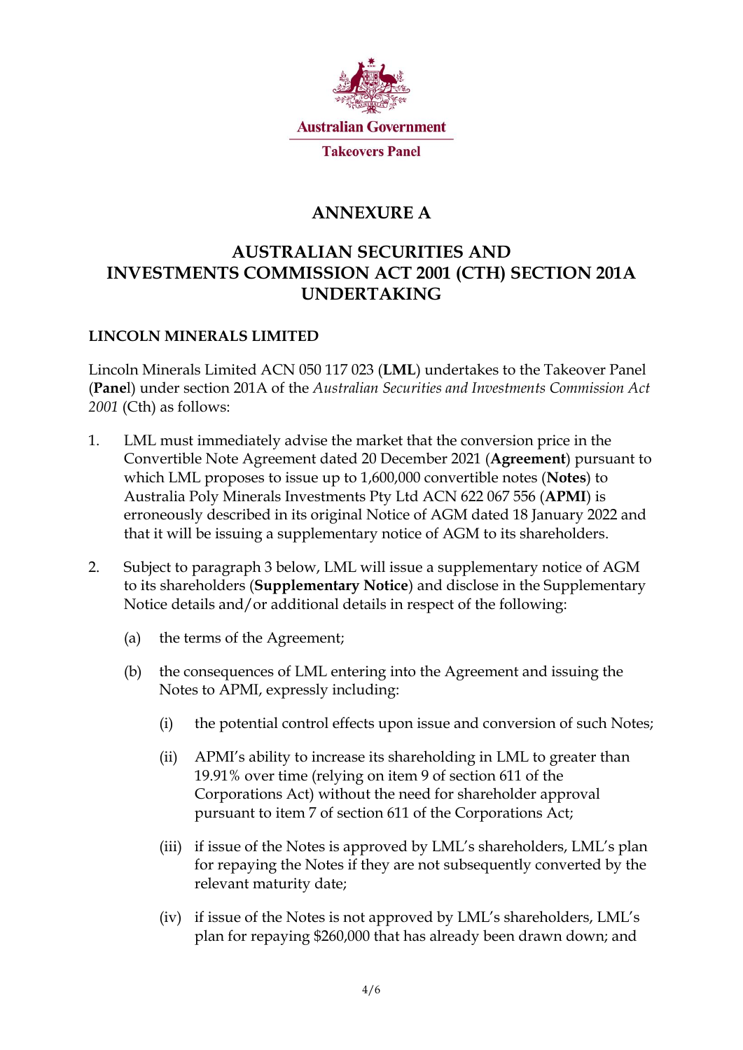Australian Government

Takeovers Panel

# ANNEXURE A

## AUSTRALIAN SECURITIES AND INVESTMENTS COMMISSION ACT 2001 (CTH) SECTION 201A UNDERTAKING

### LINCOLN MINERALS LIMITED

Lincoln Minerals Limited ACN 050 117 023 (**LML**) undertakes to the Takeover Panel (**Panel**) under section 201A of the *Australian Securities and Investments Commission Act 2001* (Cth) as follows:

1. LML must immediately advise the market that the conversion price in the Convertible Note Agreement dated 20 December 2021 (**Agreement**) pursuant to which LML proposes to issue up to 1,600,000 convertible notes (**Notes**) to Australia Poly Minerals Investments Pty Ltd ACN 622 067 556 (**APMI**) is erroneously described in its original Notice of AGM dated 18 January 2022 and that it will be issuing a supplementary notice of AGM to its shareholders.

2. Subject to paragraph 3 below, LML will issue a supplementary notice of AGM to its shareholders (**Supplementary Notice**) and disclose in the Supplementary Notice details and/or additional details in respect of the following:

   (a) the terms of the Agreement;

   (b) the consequences of LML entering into the Agreement and issuing the Notes to APMI, expressly including:

      (i) the potential control effects upon issue and conversion of such Notes;

      (ii) APMI's ability to increase its shareholding in LML to greater than 19.91% over time (relying on item 9 of section 611 of the Corporations Act) without the need for shareholder approval pursuant to item 7 of section 611 of the Corporations Act;

      (iii) if issue of the Notes is approved by LML's shareholders, LML's plan for repaying the Notes if they are not subsequently converted by the relevant maturity date;

      (iv) if issue of the Notes is not approved by LML's shareholders, LML's plan for repaying $260,000 that has already been drawn down; and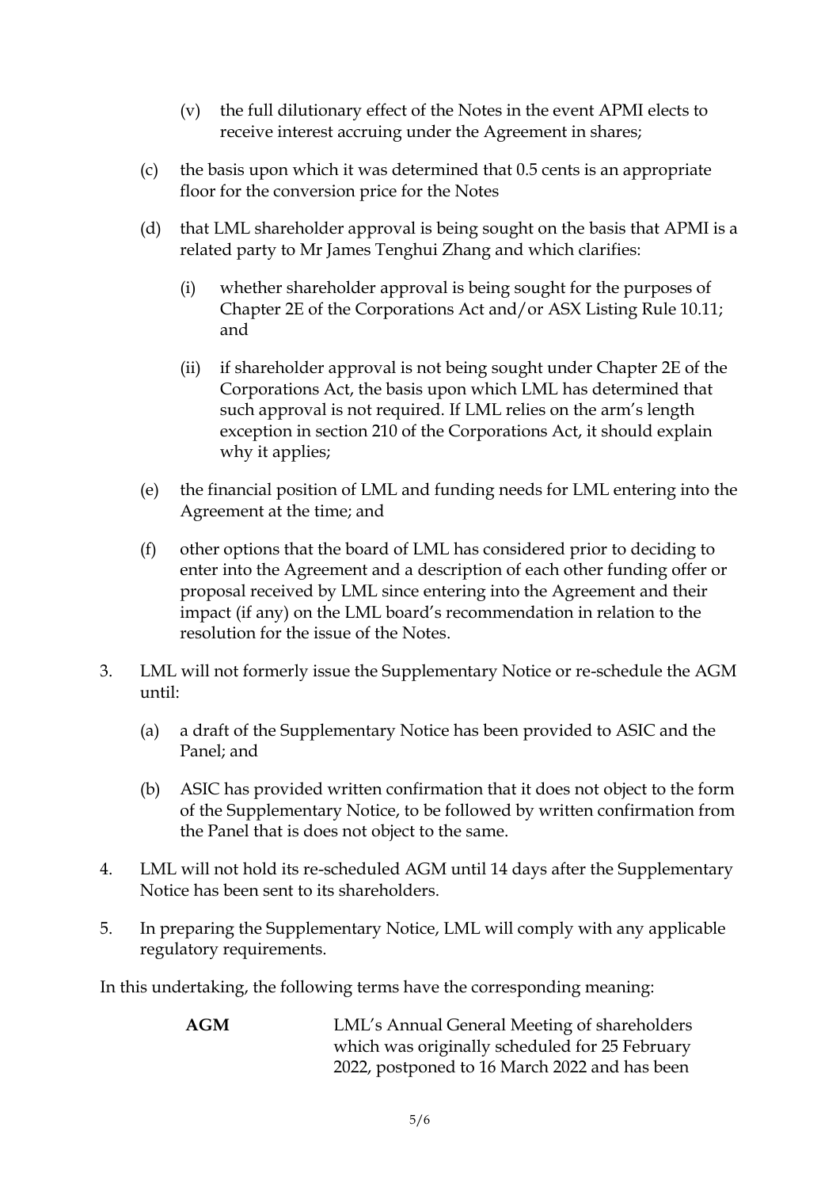(v) the full dilutionary effect of the Notes in the event APMI elects to receive interest accruing under the Agreement in shares;

(c) the basis upon which it was determined that 0.5 cents is an appropriate floor for the conversion price for the Notes

(d) that LML shareholder approval is being sought on the basis that APMI is a related party to Mr James Tenghui Zhang and which clarifies:

(i) whether shareholder approval is being sought for the purposes of Chapter 2E of the Corporations Act and/or ASX Listing Rule 10.11; and

(ii) if shareholder approval is not being sought under Chapter 2E of the Corporations Act, the basis upon which LML has determined that such approval is not required. If LML relies on the arm's length exception in section 210 of the Corporations Act, it should explain why it applies;

(e) the financial position of LML and funding needs for LML entering into the Agreement at the time; and

(f) other options that the board of LML has considered prior to deciding to enter into the Agreement and a description of each other funding offer or proposal received by LML since entering into the Agreement and their impact (if any) on the LML board's recommendation in relation to the resolution for the issue of the Notes.

3. LML will not formerly issue the Supplementary Notice or re-schedule the AGM until:

(a) a draft of the Supplementary Notice has been provided to ASIC and the Panel; and

(b) ASIC has provided written confirmation that it does not object to the form of the Supplementary Notice, to be followed by written confirmation from the Panel that is does not object to the same.

4. LML will not hold its re-scheduled AGM until 14 days after the Supplementary Notice has been sent to its shareholders.

5. In preparing the Supplementary Notice, LML will comply with any applicable regulatory requirements.

In this undertaking, the following terms have the corresponding meaning:

| | |
|---|---|
| **AGM** | LML's Annual General Meeting of shareholders which was originally scheduled for 25 February 2022, postponed to 16 March 2022 and has been |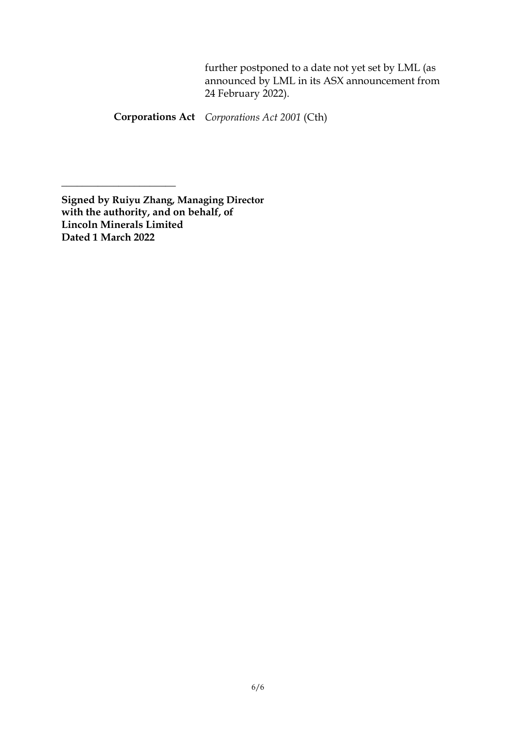| | |
|---|---|
| | further postponed to a date not yet set by LML (as announced by LML in its ASX announcement from 24 February 2022). |
| **Corporations Act** | *Corporations Act 2001* (Cth) |

\_\_\_\_\_\_\_\_\_\_\_\_\_\_\_\_\_\_\_\_\_\_\_

**Signed by Ruiyu Zhang, Managing Director**
**with the authority, and on behalf, of**
**Lincoln Minerals Limited**
**Dated 1 March 2022**